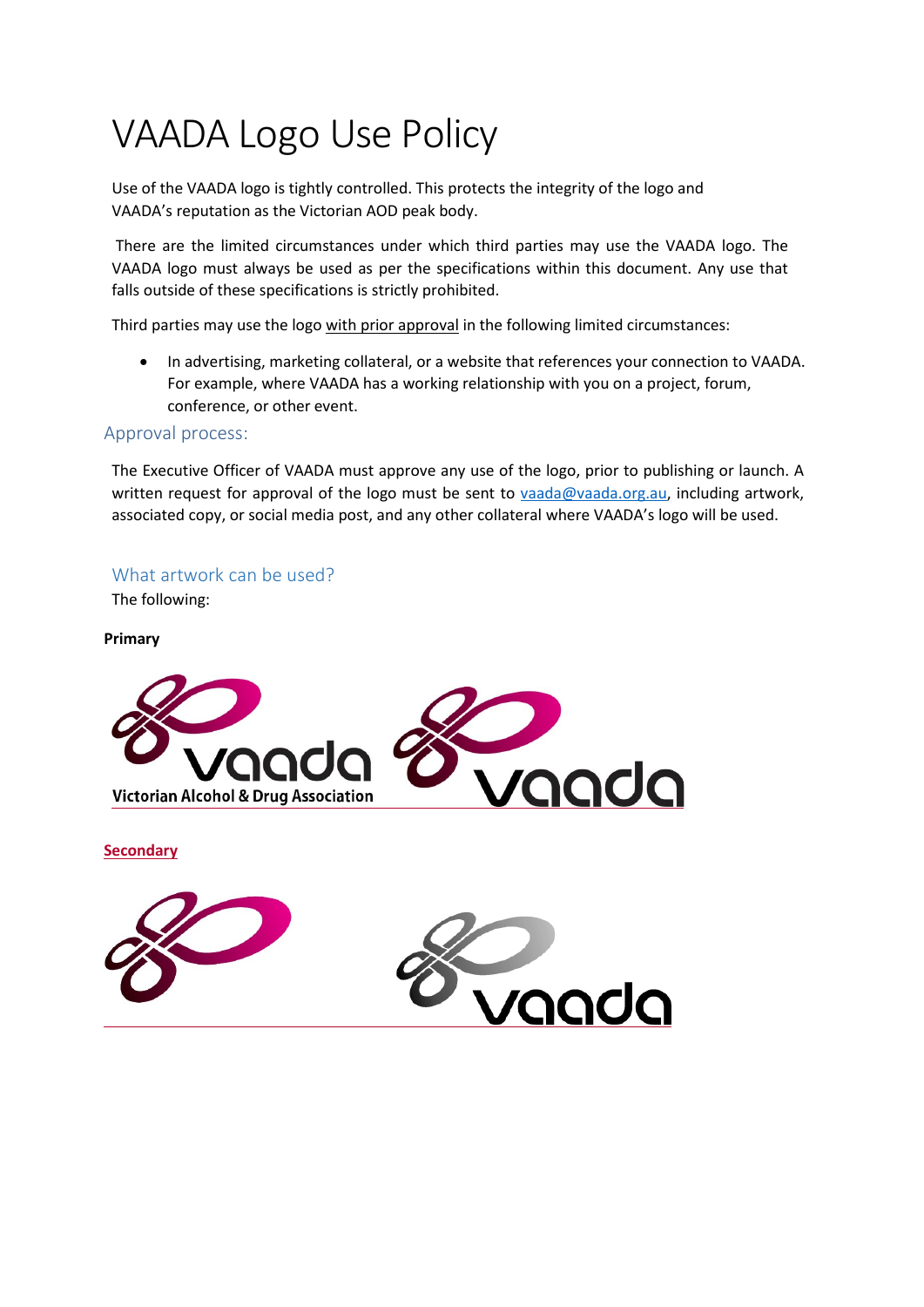# VAADA Logo Use Policy

Use of the VAADA logo is tightly controlled. This protects the integrity of the logo and VAADA's reputation as the Victorian AOD peak body.

There are the limited circumstances under which third parties may use the VAADA logo. The VAADA logo must always be used as per the specifications within this document. Any use that falls outside of these specifications is strictly prohibited.

Third parties may use the logo with prior approval in the following limited circumstances:

- In advertising, marketing collateral, or a website that references your connection to VAADA. For example, where VAADA has a working relationship with you on a project, forum, conference, or other event.

## Approval process:

The Executive Officer of VAADA must approve any use of the logo, prior to publishing or launch. A written request for approval of the logo must be sent to vaada@vaada.org.au, including artwork, associated copy, or social media post, and any other collateral where VAADA's logo will be used.

## What artwork can be used?

The following:

**Primary**

vaada Victorian Alcohol & Drug Association

vaada

**Secondary**

vaada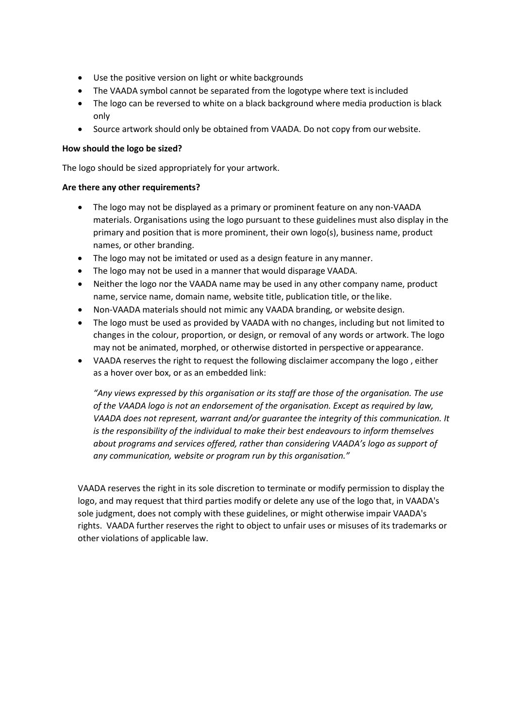- Use the positive version on light or white backgrounds
- The VAADA symbol cannot be separated from the logotype where text is included
- The logo can be reversed to white on a black background where media production is black only
- Source artwork should only be obtained from VAADA. Do not copy from our website.

**How should the logo be sized?**

The logo should be sized appropriately for your artwork.

**Are there any other requirements?**

- The logo may not be displayed as a primary or prominent feature on any non-VAADA materials. Organisations using the logo pursuant to these guidelines must also display in the primary and position that is more prominent, their own logo(s), business name, product names, or other branding.
- The logo may not be imitated or used as a design feature in any manner.
- The logo may not be used in a manner that would disparage VAADA.
- Neither the logo nor the VAADA name may be used in any other company name, product name, service name, domain name, website title, publication title, or the like.
- Non-VAADA materials should not mimic any VAADA branding, or website design.
- The logo must be used as provided by VAADA with no changes, including but not limited to changes in the colour, proportion, or design, or removal of any words or artwork. The logo may not be animated, morphed, or otherwise distorted in perspective or appearance.
- VAADA reserves the right to request the following disclaimer accompany the logo , either as a hover over box, or as an embedded link:

  *"Any views expressed by this organisation or its staff are those of the organisation. The use of the VAADA logo is not an endorsement of the organisation. Except as required by law, VAADA does not represent, warrant and/or guarantee the integrity of this communication. It is the responsibility of the individual to make their best endeavours to inform themselves about programs and services offered, rather than considering VAADA's logo as support of any communication, website or program run by this organisation."*

VAADA reserves the right in its sole discretion to terminate or modify permission to display the logo, and may request that third parties modify or delete any use of the logo that, in VAADA's sole judgment, does not comply with these guidelines, or might otherwise impair VAADA's rights. VAADA further reserves the right to object to unfair uses or misuses of its trademarks or other violations of applicable law.